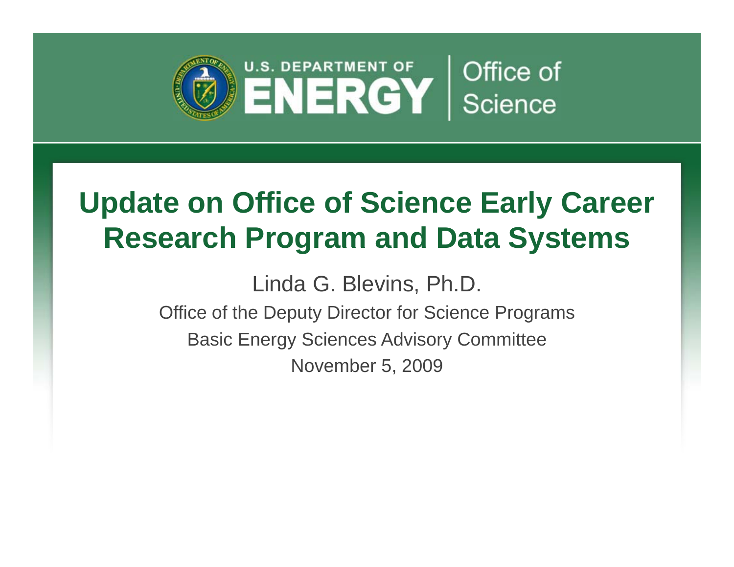U.S. DEPARTMENT OF ENERGY | Office of Science

# Update on Office of Science Early Career Research Program and Data Systems

Linda G. Blevins, Ph.D.

Office of the Deputy Director for Science Programs

Basic Energy Sciences Advisory Committee

November 5, 2009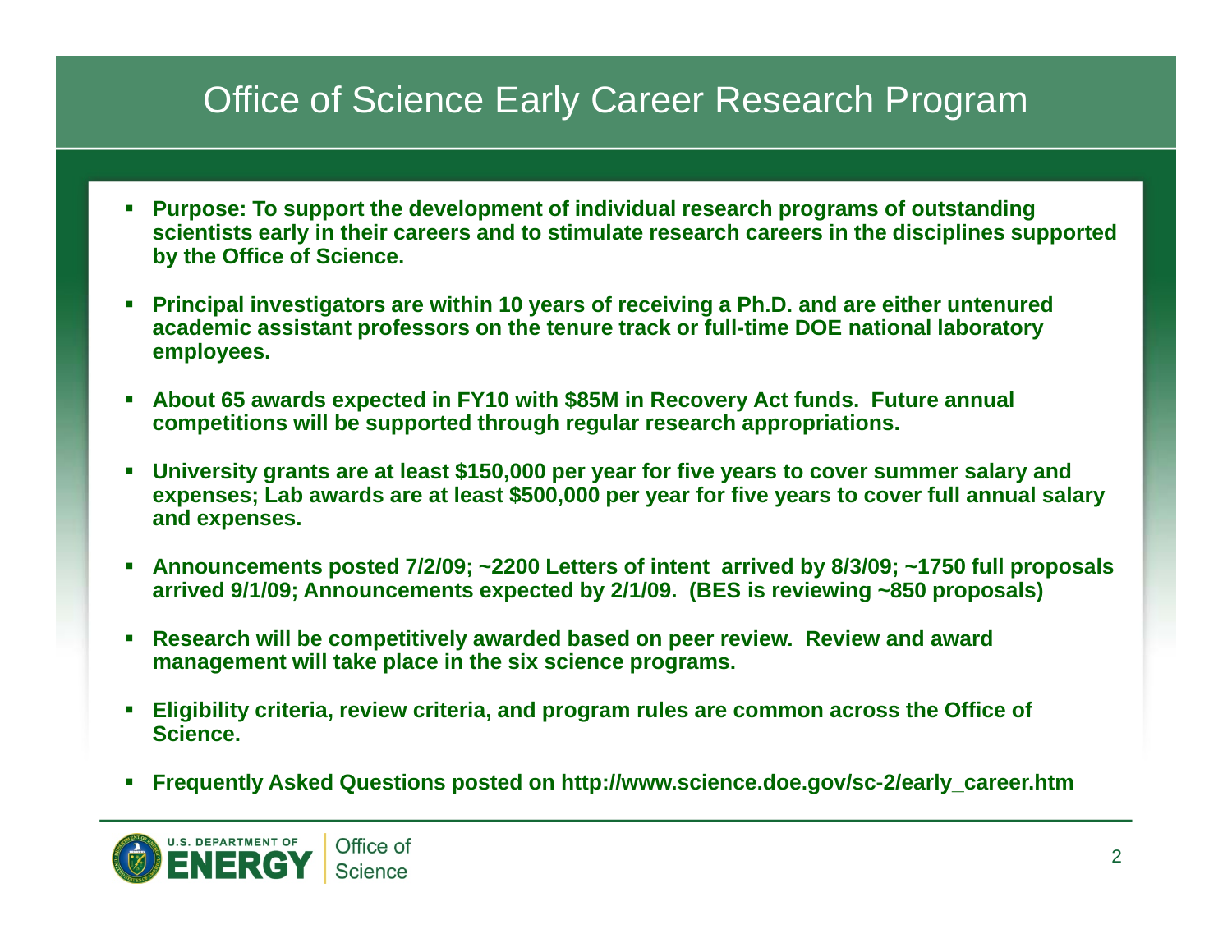# Office of Science Early Career Research Program

- **Purpose: To support the development of individual research programs of outstanding scientists early in their careers and to stimulate research careers in the disciplines supported by the Office of Science.**
- **Principal investigators are within 10 years of receiving a Ph.D. and are either untenured academic assistant professors on the tenure track or full-time DOE national laboratory employees.**
- **About 65 awards expected in FY10 with $85M in Recovery Act funds. Future annual competitions will be supported through regular research appropriations.**
- **University grants are at least $150,000 per year for five years to cover summer salary and expenses; Lab awards are at least $500,000 per year for five years to cover full annual salary and expenses.**
- **Announcements posted 7/2/09; ~2200 Letters of intent arrived by 8/3/09; ~1750 full proposals arrived 9/1/09; Announcements expected by 2/1/09. (BES is reviewing ~850 proposals)**
- **Research will be competitively awarded based on peer review. Review and award management will take place in the six science programs.**
- **Eligibility criteria, review criteria, and program rules are common across the Office of Science.**
- **Frequently Asked Questions posted on http://www.science.doe.gov/sc-2/early_career.htm**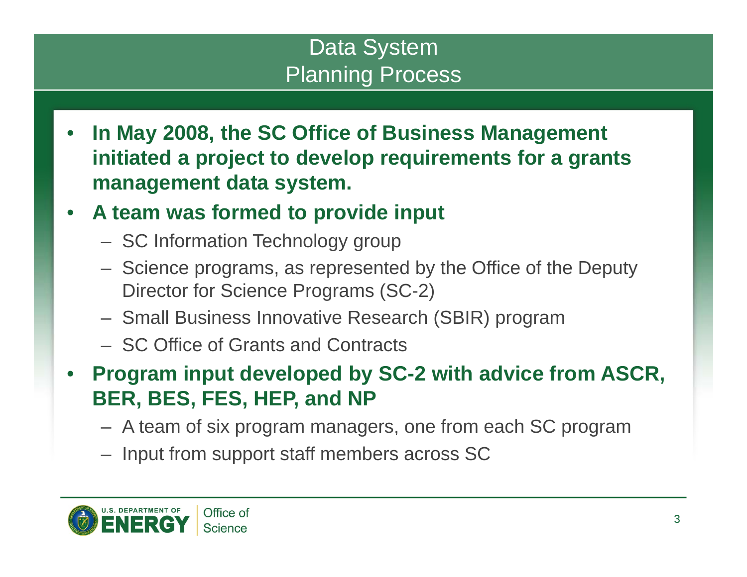# Data System Planning Process

- **In May 2008, the SC Office of Business Management initiated a project to develop requirements for a grants management data system.**
- **A team was formed to provide input**
  - SC Information Technology group
  - Science programs, as represented by the Office of the Deputy Director for Science Programs (SC-2)
  - Small Business Innovative Research (SBIR) program
  - SC Office of Grants and Contracts
- **Program input developed by SC-2 with advice from ASCR, BER, BES, FES, HEP, and NP**
  - A team of six program managers, one from each SC program
  - Input from support staff members across SC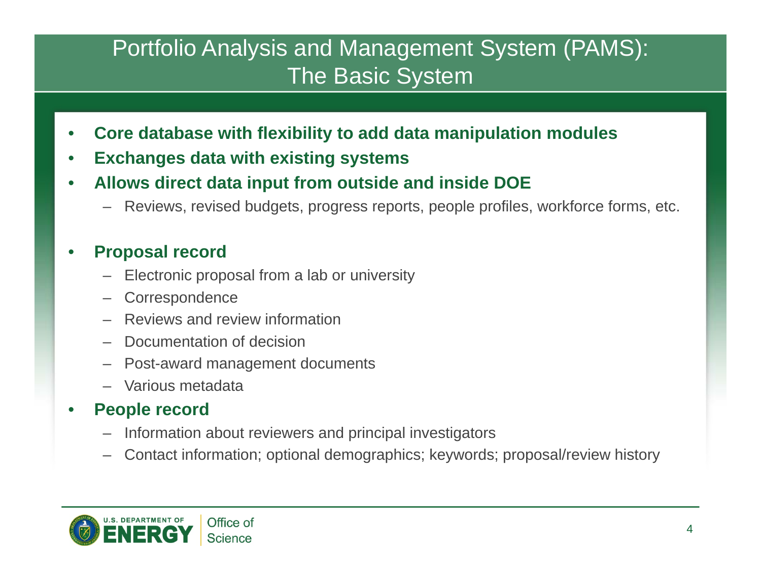# Portfolio Analysis and Management System (PAMS): The Basic System

- **Core database with flexibility to add data manipulation modules**
- **Exchanges data with existing systems**
- **Allows direct data input from outside and inside DOE**
  - Reviews, revised budgets, progress reports, people profiles, workforce forms, etc.

- **Proposal record**
  - Electronic proposal from a lab or university
  - Correspondence
  - Reviews and review information
  - Documentation of decision
  - Post-award management documents
  - Various metadata
- **People record**
  - Information about reviewers and principal investigators
  - Contact information; optional demographics; keywords; proposal/review history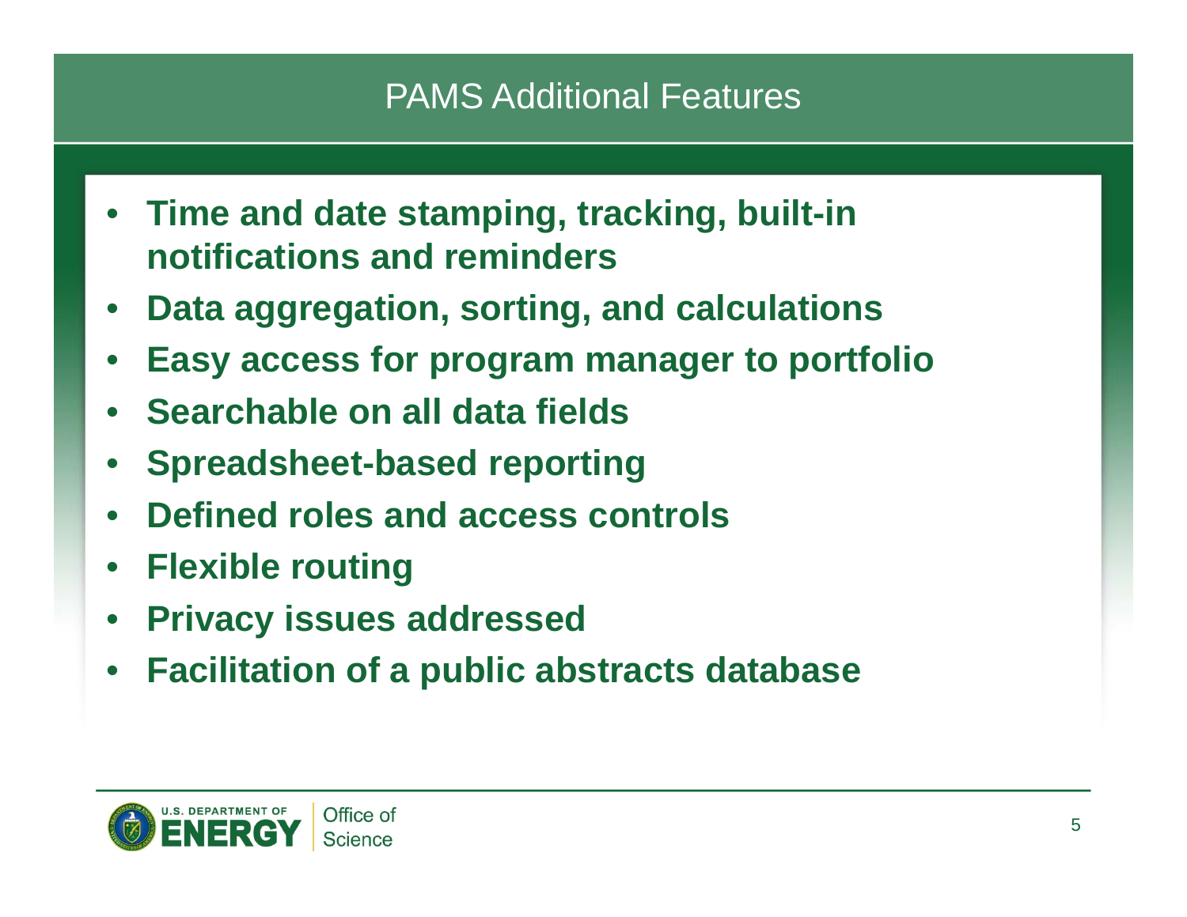# PAMS Additional Features

- **Time and date stamping, tracking, built-in notifications and reminders**
- **Data aggregation, sorting, and calculations**
- **Easy access for program manager to portfolio**
- **Searchable on all data fields**
- **Spreadsheet-based reporting**
- **Defined roles and access controls**
- **Flexible routing**
- **Privacy issues addressed**
- **Facilitation of a public abstracts database**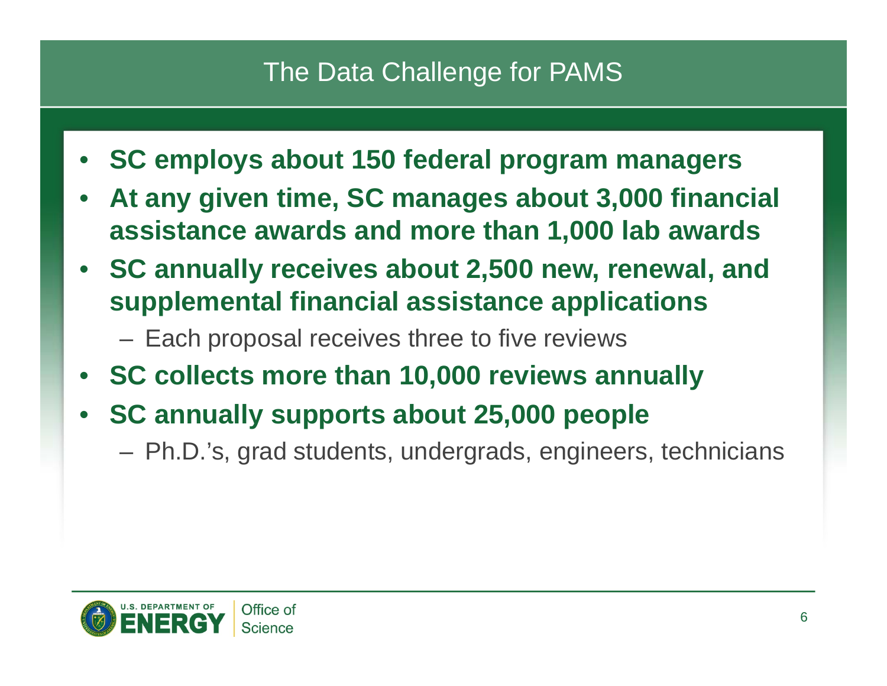# The Data Challenge for PAMS

- **SC employs about 150 federal program managers**
- **At any given time, SC manages about 3,000 financial assistance awards and more than 1,000 lab awards**
- **SC annually receives about 2,500 new, renewal, and supplemental financial assistance applications**
  - Each proposal receives three to five reviews
- **SC collects more than 10,000 reviews annually**
- **SC annually supports about 25,000 people**
  - Ph.D.'s, grad students, undergrads, engineers, technicians

U.S. DEPARTMENT OF ENERGY | Office of Science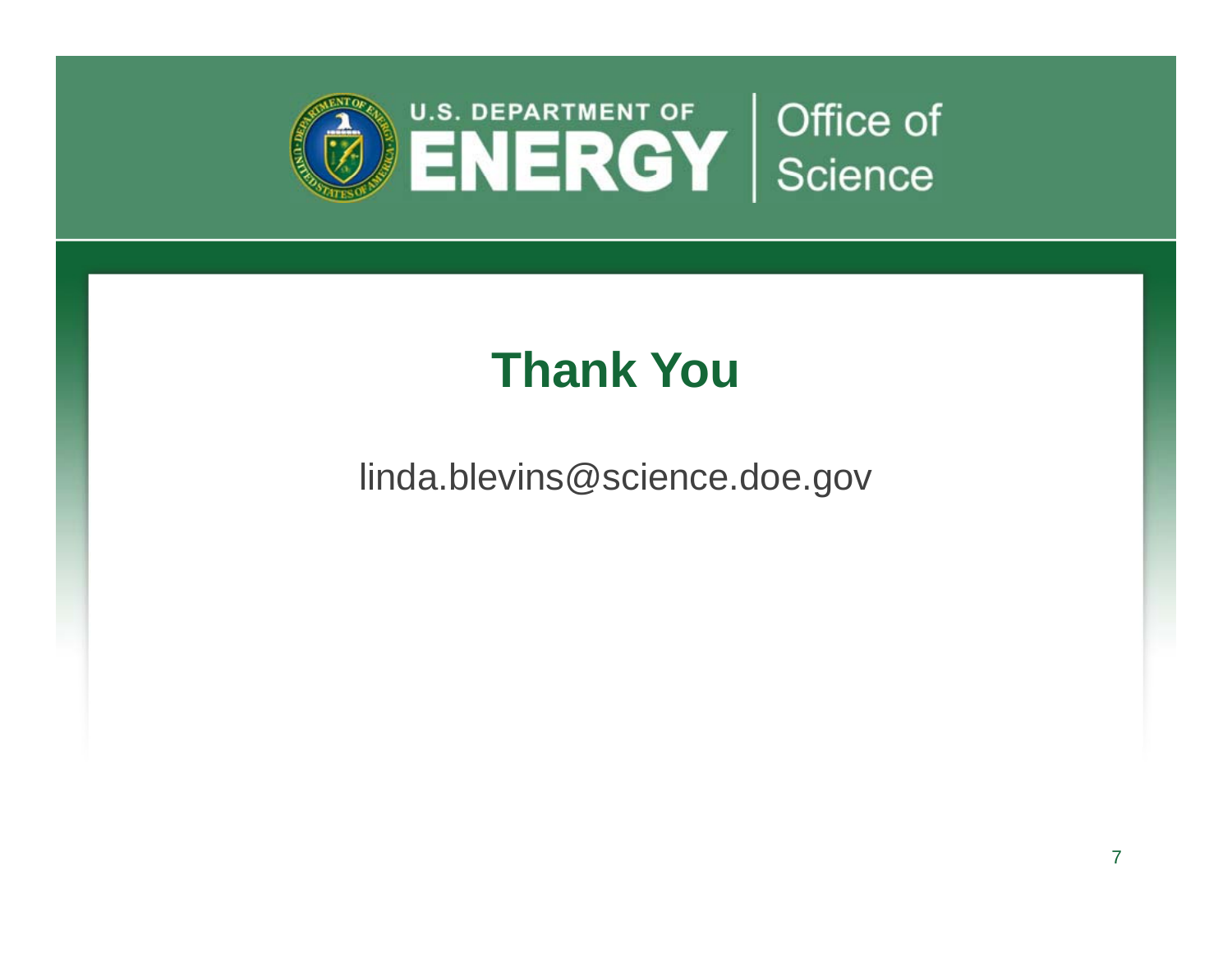U.S. DEPARTMENT OF ENERGY | Office of Science

# Thank You

linda.blevins@science.doe.gov